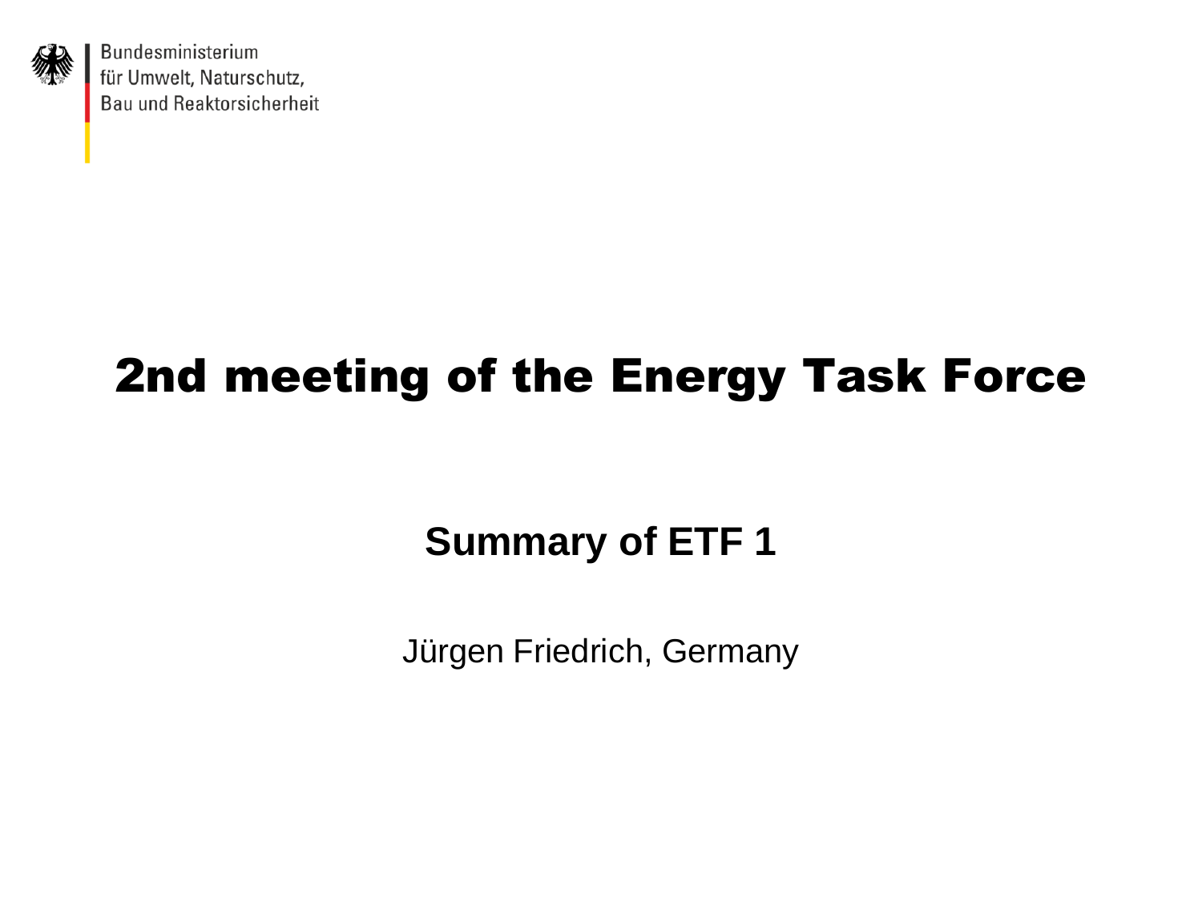Bundesministerium
für Umwelt, Naturschutz,
Bau und Reaktorsicherheit

# 2nd meeting of the Energy Task Force

## Summary of ETF 1

Jürgen Friedrich, Germany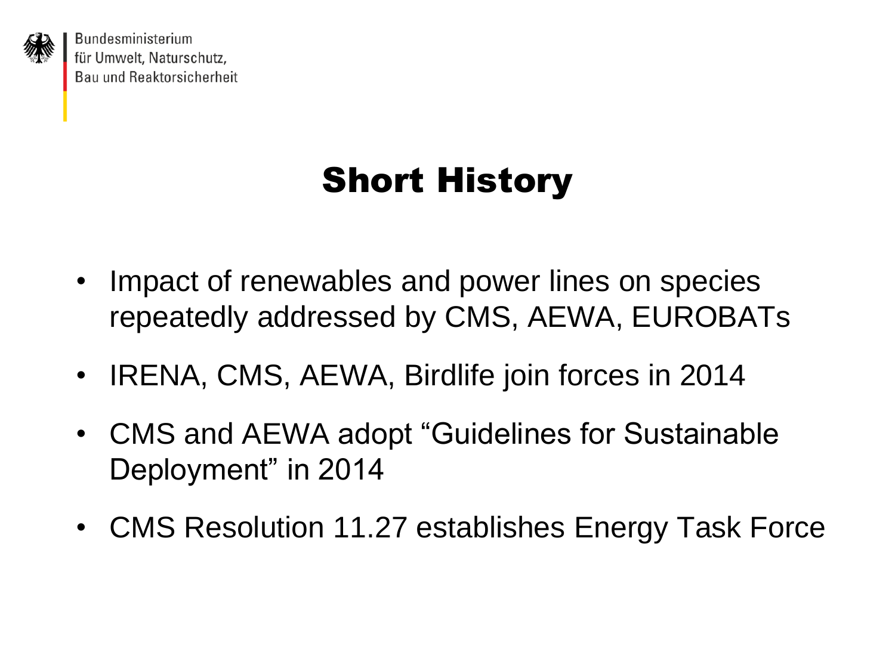# Short History

- Impact of renewables and power lines on species repeatedly addressed by CMS, AEWA, EUROBATs
- IRENA, CMS, AEWA, Birdlife join forces in 2014
- CMS and AEWA adopt "Guidelines for Sustainable Deployment" in 2014
- CMS Resolution 11.27 establishes Energy Task Force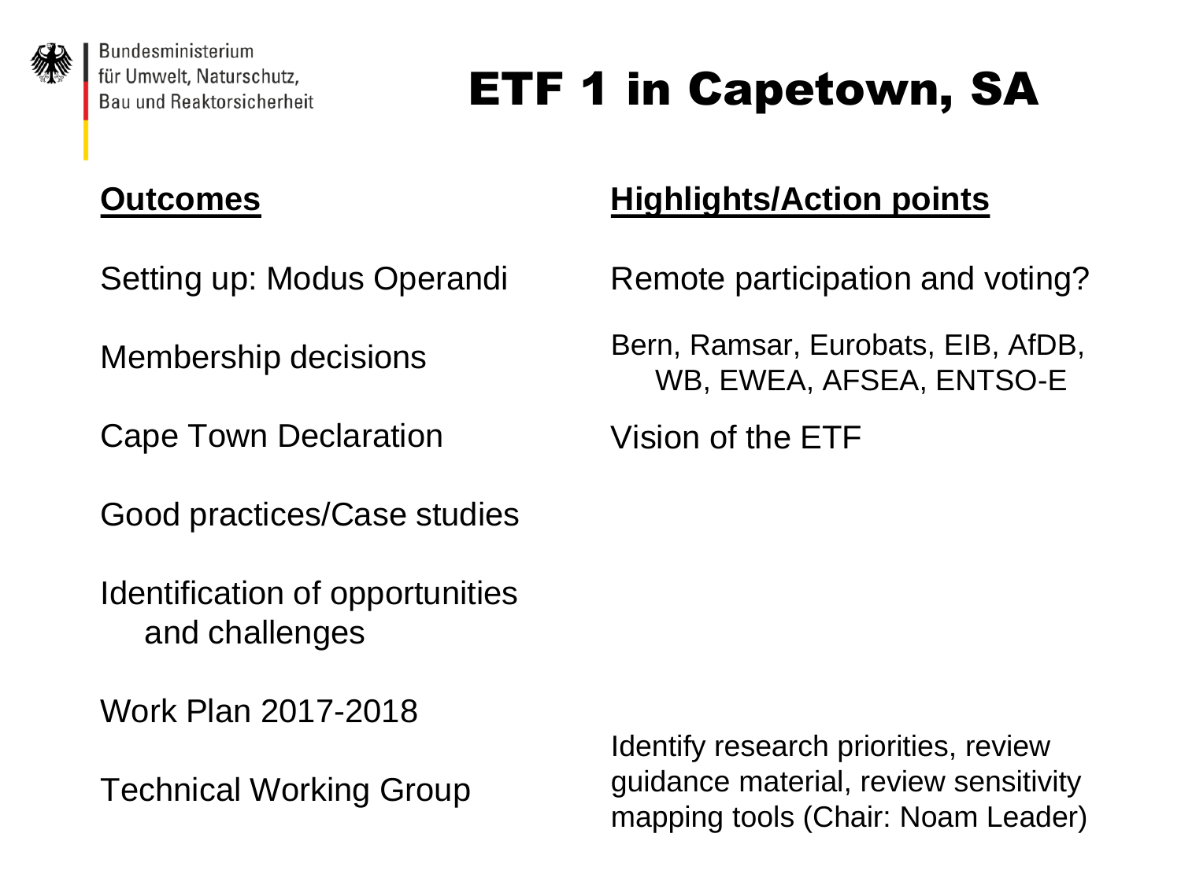# ETF 1 in Capetown, SA

| **Outcomes** | **Highlights/Action points** |
| --- | --- |
| Setting up: Modus Operandi | Remote participation and voting? |
| Membership decisions | Bern, Ramsar, Eurobats, EIB, AfDB, WB, EWEA, AFSEA, ENTSO-E |
| Cape Town Declaration | Vision of the ETF |
| Good practices/Case studies | |
| Identification of opportunities and challenges | |
| Work Plan 2017-2018 | |
| Technical Working Group | Identify research priorities, review guidance material, review sensitivity mapping tools (Chair: Noam Leader) |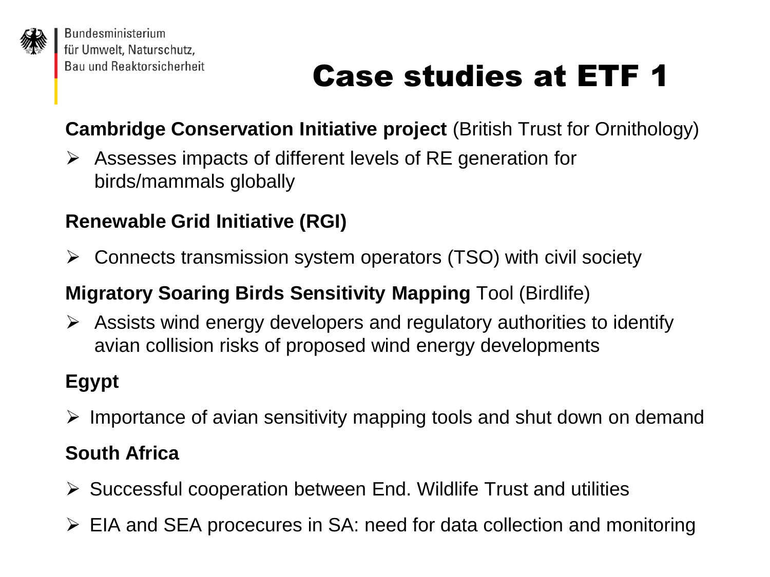Bundesministerium für Umwelt, Naturschutz, Bau und Reaktorsicherheit

# Case studies at ETF 1

**Cambridge Conservation Initiative project** (British Trust for Ornithology)

- Assesses impacts of different levels of RE generation for birds/mammals globally

**Renewable Grid Initiative (RGI)**

- Connects transmission system operators (TSO) with civil society

**Migratory Soaring Birds Sensitivity Mapping** Tool (Birdlife)

- Assists wind energy developers and regulatory authorities to identify avian collision risks of proposed wind energy developments

**Egypt**

- Importance of avian sensitivity mapping tools and shut down on demand

**South Africa**

- Successful cooperation between End. Wildlife Trust and utilities
- EIA and SEA procecures in SA: need for data collection and monitoring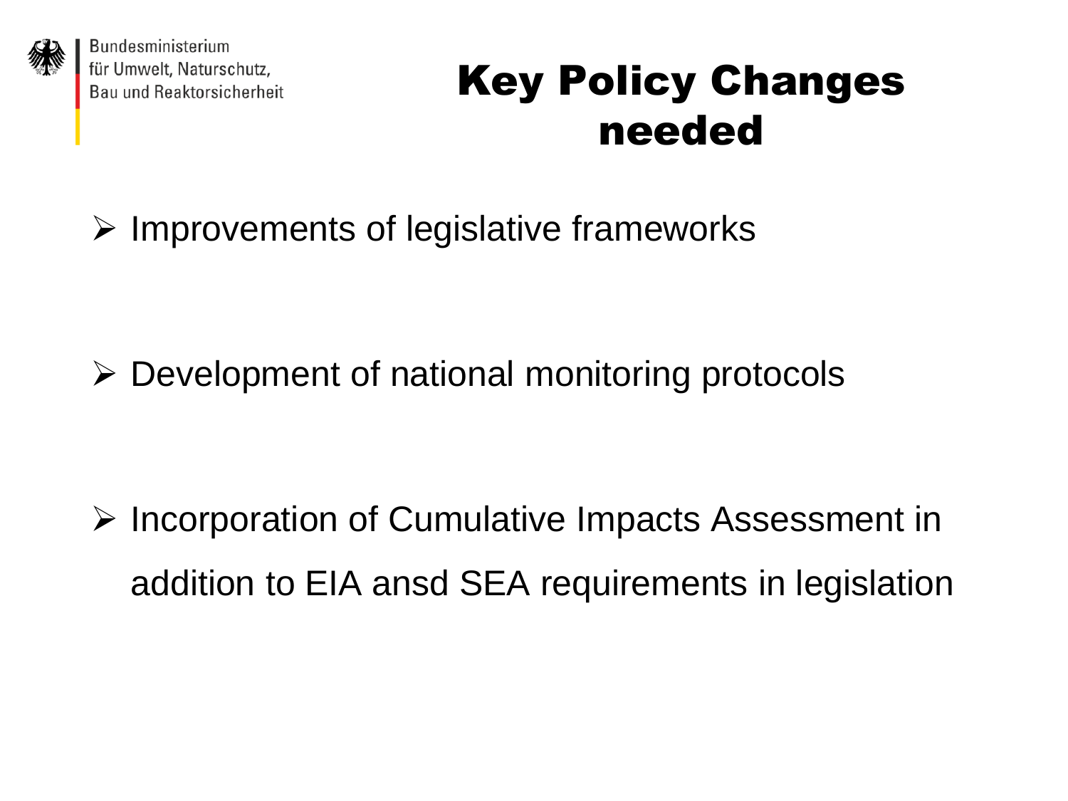# Key Policy Changes needed

- Improvements of legislative frameworks
- Development of national monitoring protocols
- Incorporation of Cumulative Impacts Assessment in addition to EIA ansd SEA requirements in legislation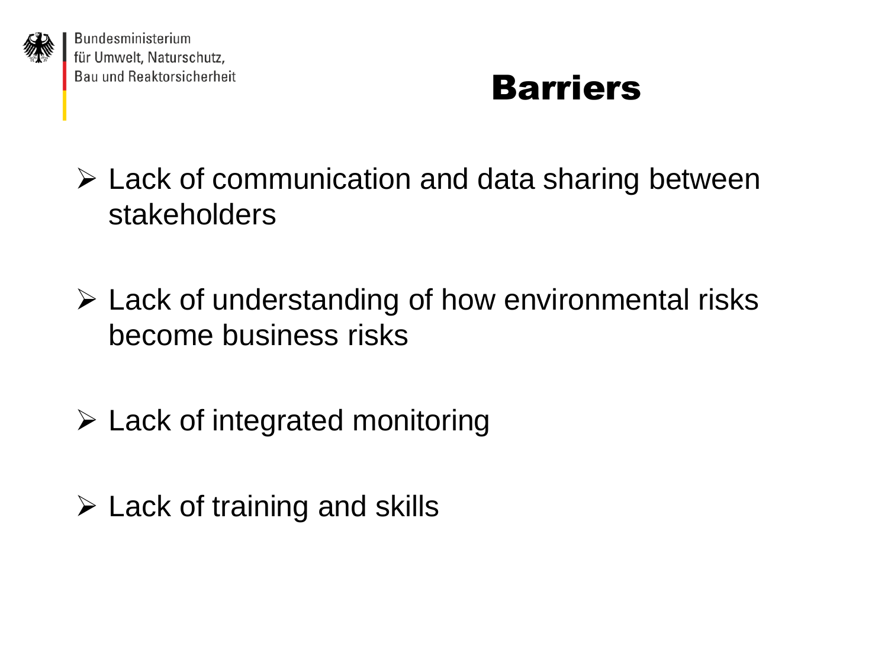# Barriers

- Lack of communication and data sharing between stakeholders
- Lack of understanding of how environmental risks become business risks
- Lack of integrated monitoring
- Lack of training and skills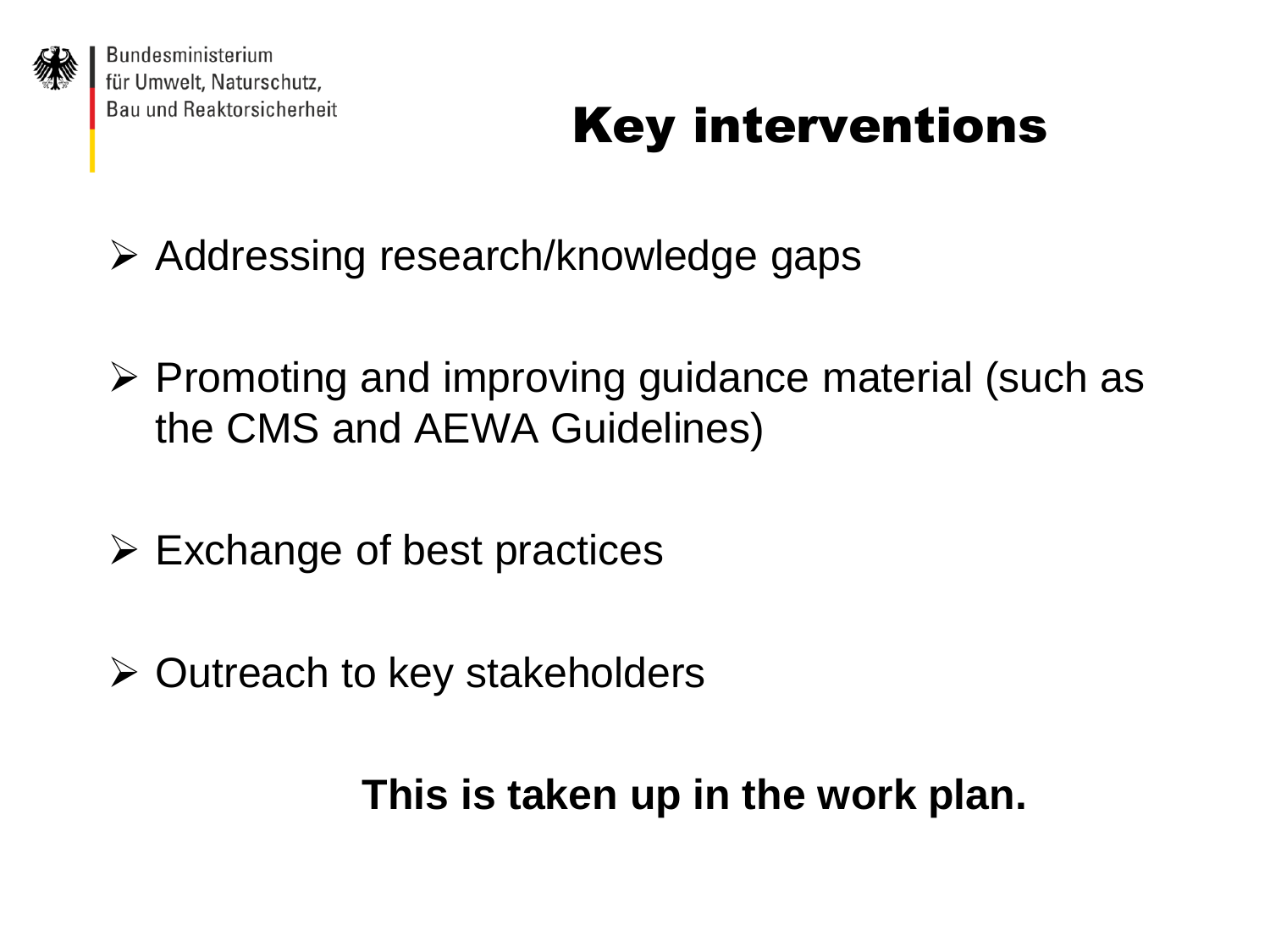Bundesministerium
für Umwelt, Naturschutz,
Bau und Reaktorsicherheit

# Key interventions

- Addressing research/knowledge gaps
- Promoting and improving guidance material (such as the CMS and AEWA Guidelines)
- Exchange of best practices
- Outreach to key stakeholders

**This is taken up in the work plan.**